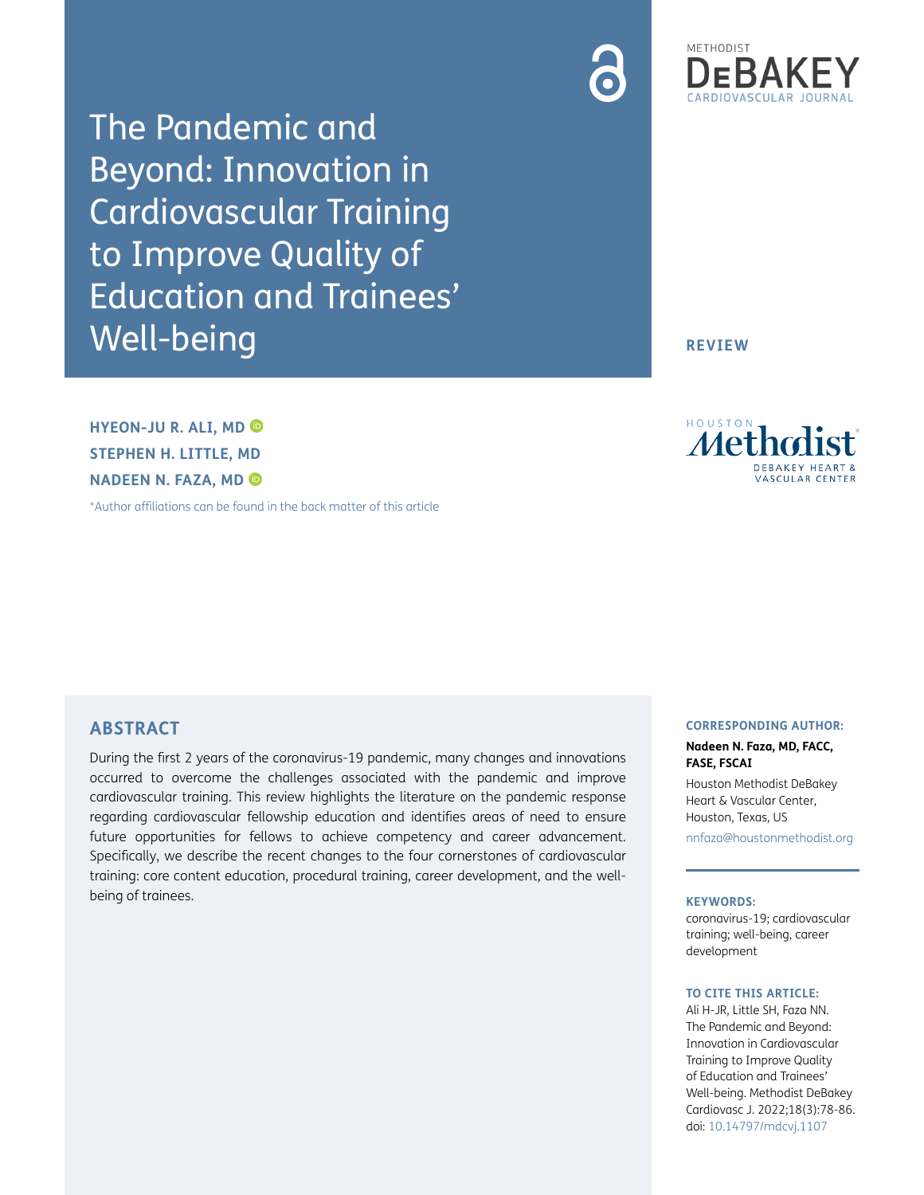# The Pandemic and Beyond: Innovation in Cardiovascular Training to Improve Quality of Education and Trainees' Well-being

REVIEW

**HYEON-JU R. ALI, MD**
**STEPHEN H. LITTLE, MD**
**NADEEN N. FAZA, MD**

*Author affiliations can be found in the back matter of this article

## ABSTRACT

During the first 2 years of the coronavirus-19 pandemic, many changes and innovations occurred to overcome the challenges associated with the pandemic and improve cardiovascular training. This review highlights the literature on the pandemic response regarding cardiovascular fellowship education and identifies areas of need to ensure future opportunities for fellows to achieve competency and career advancement. Specifically, we describe the recent changes to the four cornerstones of cardiovascular training: core content education, procedural training, career development, and the well-being of trainees.

**CORRESPONDING AUTHOR:**

**Nadeen N. Faza, MD, FACC, FASE, FSCAI**

Houston Methodist DeBakey Heart & Vascular Center, Houston, Texas, US

nnfaza@houstonmethodist.org

**KEYWORDS:**

coronavirus-19; cardiovascular training; well-being, career development

**TO CITE THIS ARTICLE:**

Ali H-JR, Little SH, Faza NN. The Pandemic and Beyond: Innovation in Cardiovascular Training to Improve Quality of Education and Trainees' Well-being. Methodist DeBakey Cardiovasc J. 2022;18(3):78-86. doi: 10.14797/mdcvj.1107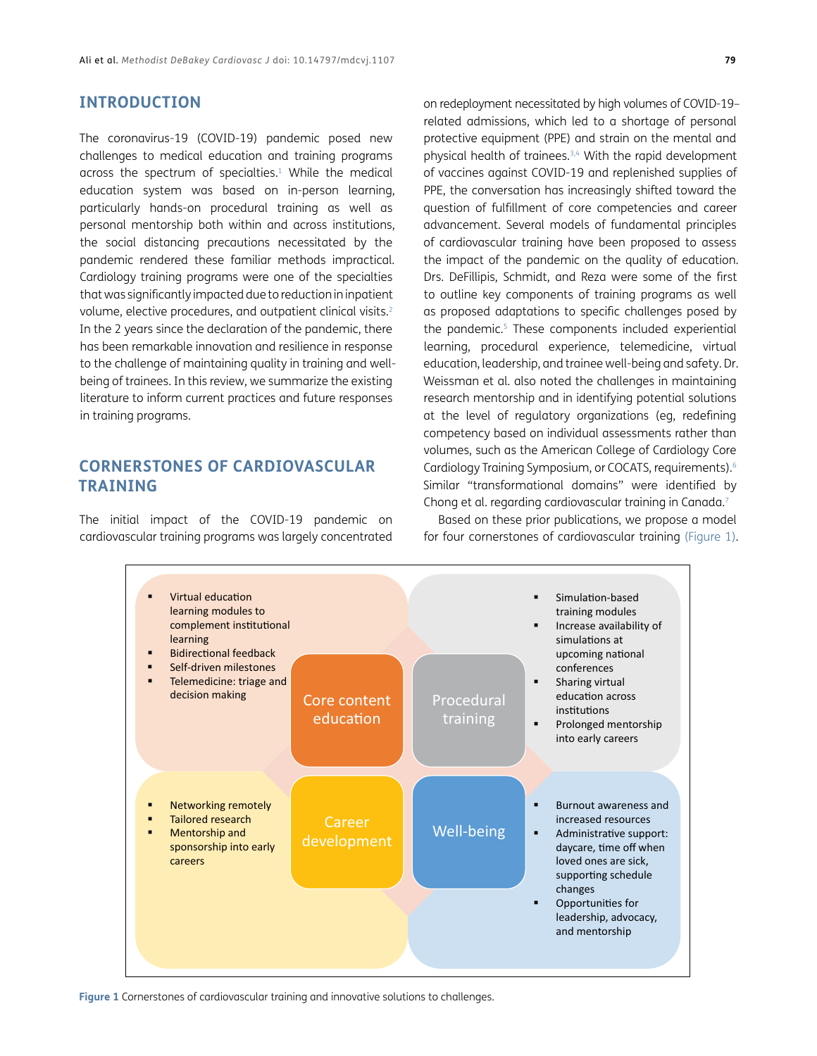## INTRODUCTION

The coronavirus-19 (COVID-19) pandemic posed new challenges to medical education and training programs across the spectrum of specialties.[1] While the medical education system was based on in-person learning, particularly hands-on procedural training as well as personal mentorship both within and across institutions, the social distancing precautions necessitated by the pandemic rendered these familiar methods impractical. Cardiology training programs were one of the specialties that was significantly impacted due to reduction in inpatient volume, elective procedures, and outpatient clinical visits.[2] In the 2 years since the declaration of the pandemic, there has been remarkable innovation and resilience in response to the challenge of maintaining quality in training and well-being of trainees. In this review, we summarize the existing literature to inform current practices and future responses in training programs.

## CORNERSTONES OF CARDIOVASCULAR TRAINING

The initial impact of the COVID-19 pandemic on cardiovascular training programs was largely concentrated on redeployment necessitated by high volumes of COVID-19–related admissions, which led to a shortage of personal protective equipment (PPE) and strain on the mental and physical health of trainees.[3,4] With the rapid development of vaccines against COVID-19 and replenished supplies of PPE, the conversation has increasingly shifted toward the question of fulfillment of core competencies and career advancement. Several models of fundamental principles of cardiovascular training have been proposed to assess the impact of the pandemic on the quality of education. Drs. DeFillipis, Schmidt, and Reza were some of the first to outline key components of training programs as well as proposed adaptations to specific challenges posed by the pandemic.[5] These components included experiential learning, procedural experience, telemedicine, virtual education, leadership, and trainee well-being and safety. Dr. Weissman et al. also noted the challenges in maintaining research mentorship and in identifying potential solutions at the level of regulatory organizations (eg, redefining competency based on individual assessments rather than volumes, such as the American College of Cardiology Core Cardiology Training Symposium, or COCATS, requirements).[6] Similar "transformational domains" were identified by Chong et al. regarding cardiovascular training in Canada.[7]

Based on these prior publications, we propose a model for four cornerstones of cardiovascular training (Figure 1).

**Core content education**
- Virtual education learning modules to complement institutional learning
- Bidirectional feedback
- Self-driven milestones
- Telemedicine: triage and decision making

**Procedural training**
- Simulation-based training modules
- Increase availability of simulations at upcoming national conferences
- Sharing virtual education across institutions
- Prolonged mentorship into early careers

**Career development**
- Networking remotely
- Tailored research
- Mentorship and sponsorship into early careers

**Well-being**
- Burnout awareness and increased resources
- Administrative support: daycare, time off when loved ones are sick, supporting schedule changes
- Opportunities for leadership, advocacy, and mentorship

**Figure 1** Cornerstones of cardiovascular training and innovative solutions to challenges.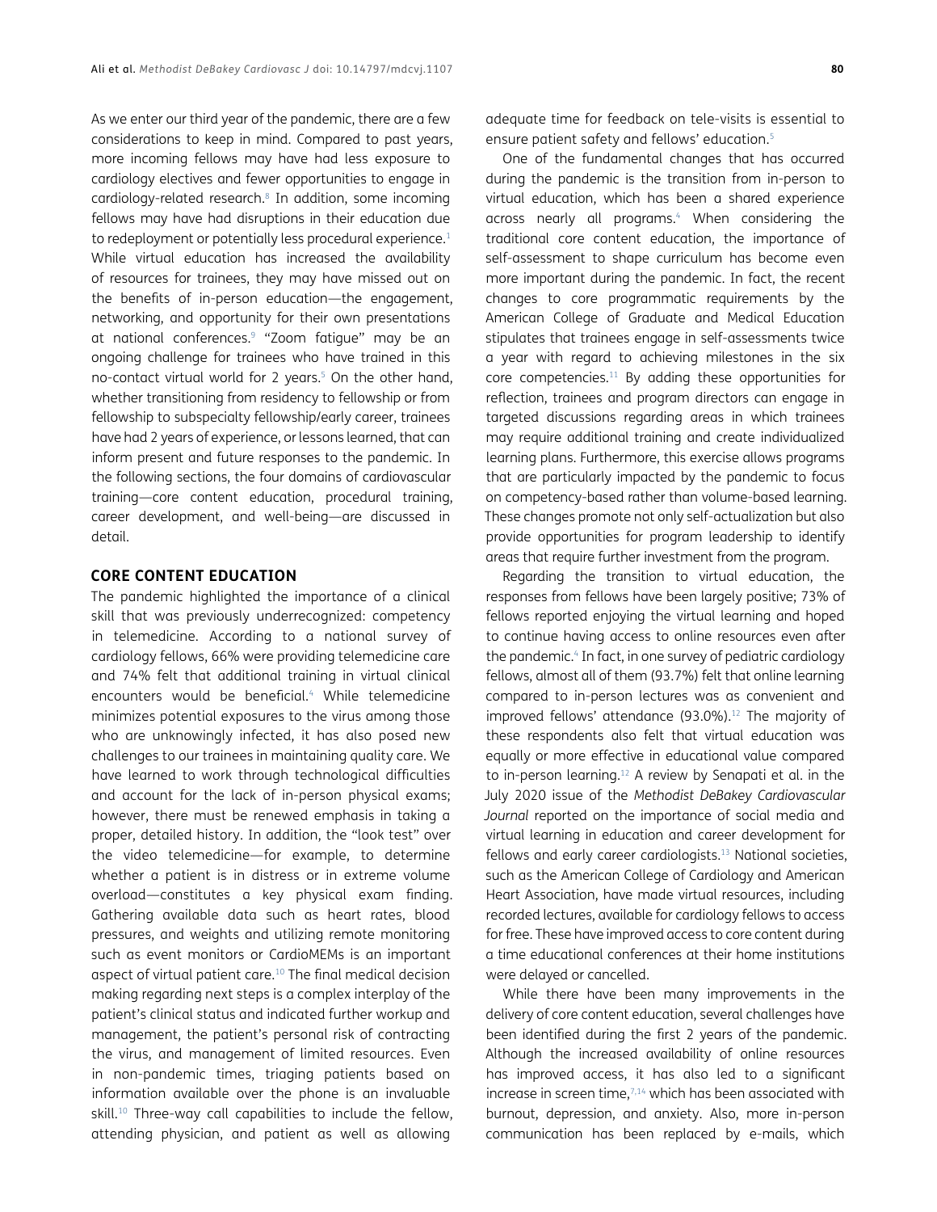As we enter our third year of the pandemic, there are a few considerations to keep in mind. Compared to past years, more incoming fellows may have had less exposure to cardiology electives and fewer opportunities to engage in cardiology-related research.[8] In addition, some incoming fellows may have had disruptions in their education due to redeployment or potentially less procedural experience.[1] While virtual education has increased the availability of resources for trainees, they may have missed out on the benefits of in-person education—the engagement, networking, and opportunity for their own presentations at national conferences.[9] "Zoom fatigue" may be an ongoing challenge for trainees who have trained in this no-contact virtual world for 2 years.[5] On the other hand, whether transitioning from residency to fellowship or from fellowship to subspecialty fellowship/early career, trainees have had 2 years of experience, or lessons learned, that can inform present and future responses to the pandemic. In the following sections, the four domains of cardiovascular training—core content education, procedural training, career development, and well-being—are discussed in detail.

## CORE CONTENT EDUCATION

The pandemic highlighted the importance of a clinical skill that was previously underrecognized: competency in telemedicine. According to a national survey of cardiology fellows, 66% were providing telemedicine care and 74% felt that additional training in virtual clinical encounters would be beneficial.[4] While telemedicine minimizes potential exposures to the virus among those who are unknowingly infected, it has also posed new challenges to our trainees in maintaining quality care. We have learned to work through technological difficulties and account for the lack of in-person physical exams; however, there must be renewed emphasis in taking a proper, detailed history. In addition, the "look test" over the video telemedicine—for example, to determine whether a patient is in distress or in extreme volume overload—constitutes a key physical exam finding. Gathering available data such as heart rates, blood pressures, and weights and utilizing remote monitoring such as event monitors or CardioMEMs is an important aspect of virtual patient care.[10] The final medical decision making regarding next steps is a complex interplay of the patient's clinical status and indicated further workup and management, the patient's personal risk of contracting the virus, and management of limited resources. Even in non-pandemic times, triaging patients based on information available over the phone is an invaluable skill.[10] Three-way call capabilities to include the fellow, attending physician, and patient as well as allowing adequate time for feedback on tele-visits is essential to ensure patient safety and fellows' education.[5]

One of the fundamental changes that has occurred during the pandemic is the transition from in-person to virtual education, which has been a shared experience across nearly all programs.[4] When considering the traditional core content education, the importance of self-assessment to shape curriculum has become even more important during the pandemic. In fact, the recent changes to core programmatic requirements by the American College of Graduate and Medical Education stipulates that trainees engage in self-assessments twice a year with regard to achieving milestones in the six core competencies.[11] By adding these opportunities for reflection, trainees and program directors can engage in targeted discussions regarding areas in which trainees may require additional training and create individualized learning plans. Furthermore, this exercise allows programs that are particularly impacted by the pandemic to focus on competency-based rather than volume-based learning. These changes promote not only self-actualization but also provide opportunities for program leadership to identify areas that require further investment from the program.

Regarding the transition to virtual education, the responses from fellows have been largely positive; 73% of fellows reported enjoying the virtual learning and hoped to continue having access to online resources even after the pandemic.[4] In fact, in one survey of pediatric cardiology fellows, almost all of them (93.7%) felt that online learning compared to in-person lectures was as convenient and improved fellows' attendance (93.0%).[12] The majority of these respondents also felt that virtual education was equally or more effective in educational value compared to in-person learning.[12] A review by Senapati et al. in the July 2020 issue of the *Methodist DeBakey Cardiovascular Journal* reported on the importance of social media and virtual learning in education and career development for fellows and early career cardiologists.[13] National societies, such as the American College of Cardiology and American Heart Association, have made virtual resources, including recorded lectures, available for cardiology fellows to access for free. These have improved access to core content during a time educational conferences at their home institutions were delayed or cancelled.

While there have been many improvements in the delivery of core content education, several challenges have been identified during the first 2 years of the pandemic. Although the increased availability of online resources has improved access, it has also led to a significant increase in screen time,[7,14] which has been associated with burnout, depression, and anxiety. Also, more in-person communication has been replaced by e-mails, which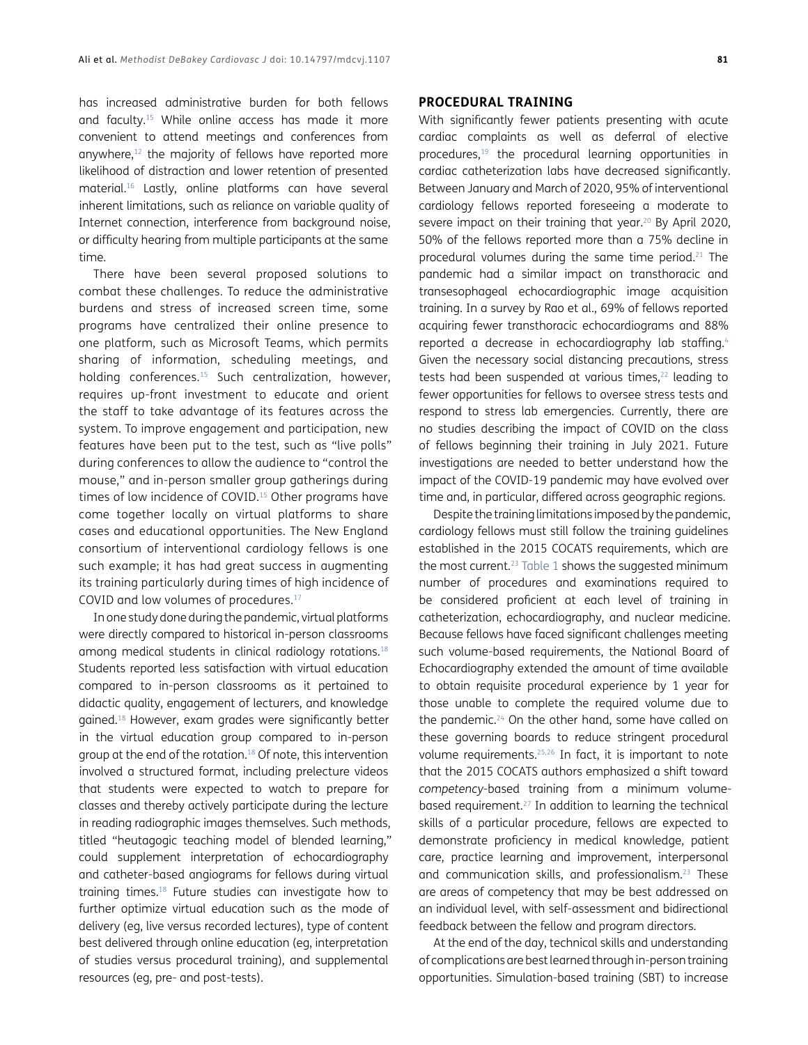has increased administrative burden for both fellows and faculty.[15] While online access has made it more convenient to attend meetings and conferences from anywhere,[12] the majority of fellows have reported more likelihood of distraction and lower retention of presented material.[16] Lastly, online platforms can have several inherent limitations, such as reliance on variable quality of Internet connection, interference from background noise, or difficulty hearing from multiple participants at the same time.

There have been several proposed solutions to combat these challenges. To reduce the administrative burdens and stress of increased screen time, some programs have centralized their online presence to one platform, such as Microsoft Teams, which permits sharing of information, scheduling meetings, and holding conferences.[15] Such centralization, however, requires up-front investment to educate and orient the staff to take advantage of its features across the system. To improve engagement and participation, new features have been put to the test, such as "live polls" during conferences to allow the audience to "control the mouse," and in-person smaller group gatherings during times of low incidence of COVID.[15] Other programs have come together locally on virtual platforms to share cases and educational opportunities. The New England consortium of interventional cardiology fellows is one such example; it has had great success in augmenting its training particularly during times of high incidence of COVID and low volumes of procedures.[17]

In one study done during the pandemic, virtual platforms were directly compared to historical in-person classrooms among medical students in clinical radiology rotations.[18] Students reported less satisfaction with virtual education compared to in-person classrooms as it pertained to didactic quality, engagement of lecturers, and knowledge gained.[18] However, exam grades were significantly better in the virtual education group compared to in-person group at the end of the rotation.[18] Of note, this intervention involved a structured format, including prelecture videos that students were expected to watch to prepare for classes and thereby actively participate during the lecture in reading radiographic images themselves. Such methods, titled "heutagogic teaching model of blended learning," could supplement interpretation of echocardiography and catheter-based angiograms for fellows during virtual training times.[18] Future studies can investigate how to further optimize virtual education such as the mode of delivery (eg, live versus recorded lectures), type of content best delivered through online education (eg, interpretation of studies versus procedural training), and supplemental resources (eg, pre- and post-tests).

## PROCEDURAL TRAINING

With significantly fewer patients presenting with acute cardiac complaints as well as deferral of elective procedures,[19] the procedural learning opportunities in cardiac catheterization labs have decreased significantly. Between January and March of 2020, 95% of interventional cardiology fellows reported foreseeing a moderate to severe impact on their training that year.[20] By April 2020, 50% of the fellows reported more than a 75% decline in procedural volumes during the same time period.[21] The pandemic had a similar impact on transthoracic and transesophageal echocardiographic image acquisition training. In a survey by Rao et al., 69% of fellows reported acquiring fewer transthoracic echocardiograms and 88% reported a decrease in echocardiography lab staffing.[4] Given the necessary social distancing precautions, stress tests had been suspended at various times,[22] leading to fewer opportunities for fellows to oversee stress tests and respond to stress lab emergencies. Currently, there are no studies describing the impact of COVID on the class of fellows beginning their training in July 2021. Future investigations are needed to better understand how the impact of the COVID-19 pandemic may have evolved over time and, in particular, differed across geographic regions.

Despite the training limitations imposed by the pandemic, cardiology fellows must still follow the training guidelines established in the 2015 COCATS requirements, which are the most current.[23] Table 1 shows the suggested minimum number of procedures and examinations required to be considered proficient at each level of training in catheterization, echocardiography, and nuclear medicine. Because fellows have faced significant challenges meeting such volume-based requirements, the National Board of Echocardiography extended the amount of time available to obtain requisite procedural experience by 1 year for those unable to complete the required volume due to the pandemic.[24] On the other hand, some have called on these governing boards to reduce stringent procedural volume requirements.[25,26] In fact, it is important to note that the 2015 COCATS authors emphasized a shift toward *competency*-based training from a minimum volume-based requirement.[27] In addition to learning the technical skills of a particular procedure, fellows are expected to demonstrate proficiency in medical knowledge, patient care, practice learning and improvement, interpersonal and communication skills, and professionalism.[23] These are areas of competency that may be best addressed on an individual level, with self-assessment and bidirectional feedback between the fellow and program directors.

At the end of the day, technical skills and understanding of complications are best learned through in-person training opportunities. Simulation-based training (SBT) to increase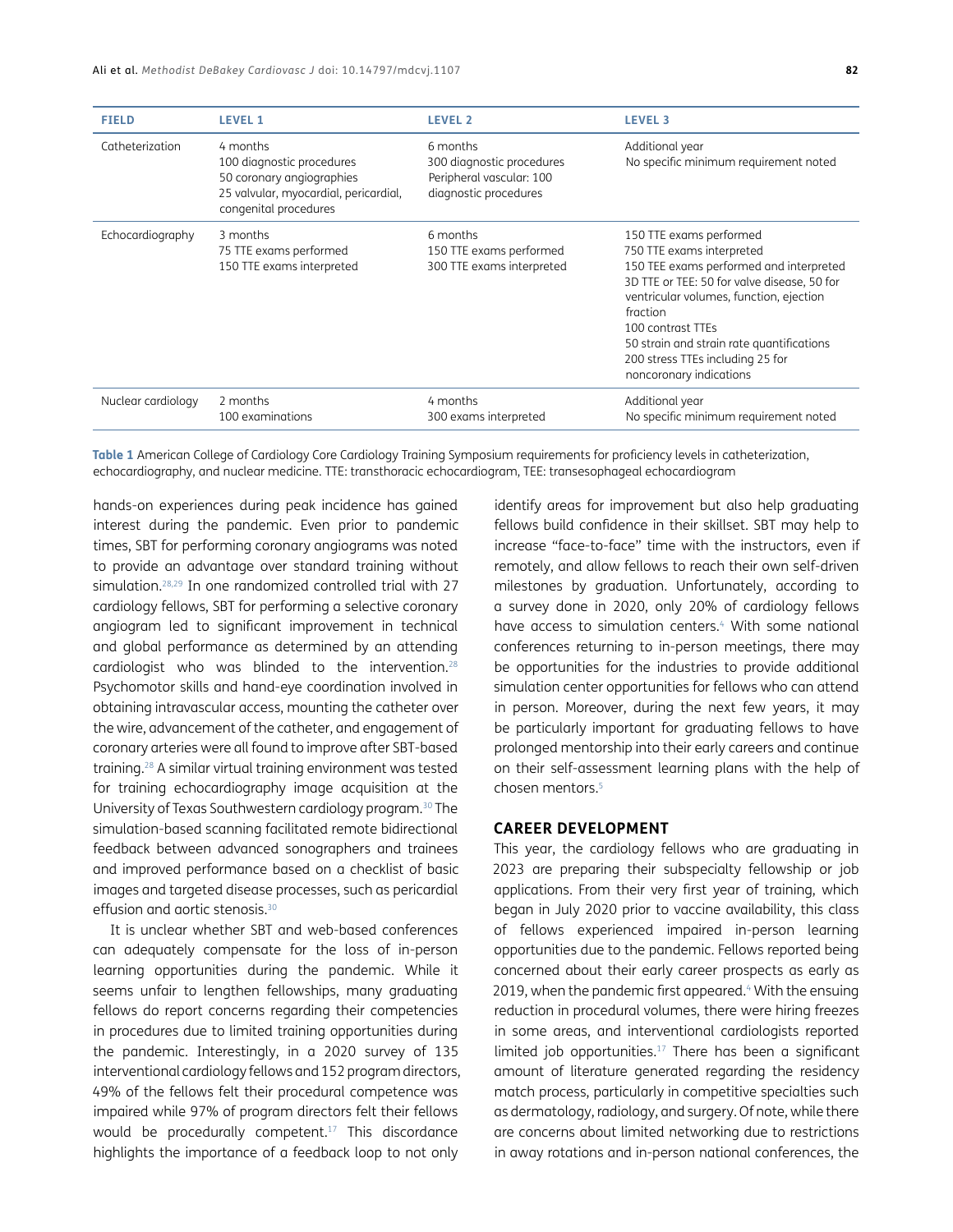| FIELD | LEVEL 1 | LEVEL 2 | LEVEL 3 |
|---|---|---|---|
| Catheterization | 4 months<br>100 diagnostic procedures<br>50 coronary angiographies<br>25 valvular, myocardial, pericardial, congenital procedures | 6 months<br>300 diagnostic procedures<br>Peripheral vascular: 100 diagnostic procedures | Additional year<br>No specific minimum requirement noted |
| Echocardiography | 3 months<br>75 TTE exams performed<br>150 TTE exams interpreted | 6 months<br>150 TTE exams performed<br>300 TTE exams interpreted | 150 TTE exams performed<br>750 TTE exams interpreted<br>150 TEE exams performed and interpreted<br>3D TTE or TEE: 50 for valve disease, 50 for ventricular volumes, function, ejection fraction<br>100 contrast TTEs<br>50 strain and strain rate quantifications<br>200 stress TTEs including 25 for noncoronary indications |
| Nuclear cardiology | 2 months<br>100 examinations | 4 months<br>300 exams interpreted | Additional year<br>No specific minimum requirement noted |

**Table 1** American College of Cardiology Core Cardiology Training Symposium requirements for proficiency levels in catheterization, echocardiography, and nuclear medicine. TTE: transthoracic echocardiogram, TEE: transesophageal echocardiogram

hands-on experiences during peak incidence has gained interest during the pandemic. Even prior to pandemic times, SBT for performing coronary angiograms was noted to provide an advantage over standard training without simulation.[28,29] In one randomized controlled trial with 27 cardiology fellows, SBT for performing a selective coronary angiogram led to significant improvement in technical and global performance as determined by an attending cardiologist who was blinded to the intervention.[28] Psychomotor skills and hand-eye coordination involved in obtaining intravascular access, mounting the catheter over the wire, advancement of the catheter, and engagement of coronary arteries were all found to improve after SBT-based training.[28] A similar virtual training environment was tested for training echocardiography image acquisition at the University of Texas Southwestern cardiology program.[30] The simulation-based scanning facilitated remote bidirectional feedback between advanced sonographers and trainees and improved performance based on a checklist of basic images and targeted disease processes, such as pericardial effusion and aortic stenosis.[30]

It is unclear whether SBT and web-based conferences can adequately compensate for the loss of in-person learning opportunities during the pandemic. While it seems unfair to lengthen fellowships, many graduating fellows do report concerns regarding their competencies in procedures due to limited training opportunities during the pandemic. Interestingly, in a 2020 survey of 135 interventional cardiology fellows and 152 program directors, 49% of the fellows felt their procedural competence was impaired while 97% of program directors felt their fellows would be procedurally competent.[17] This discordance highlights the importance of a feedback loop to not only identify areas for improvement but also help graduating fellows build confidence in their skillset. SBT may help to increase "face-to-face" time with the instructors, even if remotely, and allow fellows to reach their own self-driven milestones by graduation. Unfortunately, according to a survey done in 2020, only 20% of cardiology fellows have access to simulation centers.[4] With some national conferences returning to in-person meetings, there may be opportunities for the industries to provide additional simulation center opportunities for fellows who can attend in person. Moreover, during the next few years, it may be particularly important for graduating fellows to have prolonged mentorship into their early careers and continue on their self-assessment learning plans with the help of chosen mentors.[5]

## CAREER DEVELOPMENT

This year, the cardiology fellows who are graduating in 2023 are preparing their subspecialty fellowship or job applications. From their very first year of training, which began in July 2020 prior to vaccine availability, this class of fellows experienced impaired in-person learning opportunities due to the pandemic. Fellows reported being concerned about their early career prospects as early as 2019, when the pandemic first appeared.[4] With the ensuing reduction in procedural volumes, there were hiring freezes in some areas, and interventional cardiologists reported limited job opportunities.[17] There has been a significant amount of literature generated regarding the residency match process, particularly in competitive specialties such as dermatology, radiology, and surgery. Of note, while there are concerns about limited networking due to restrictions in away rotations and in-person national conferences, the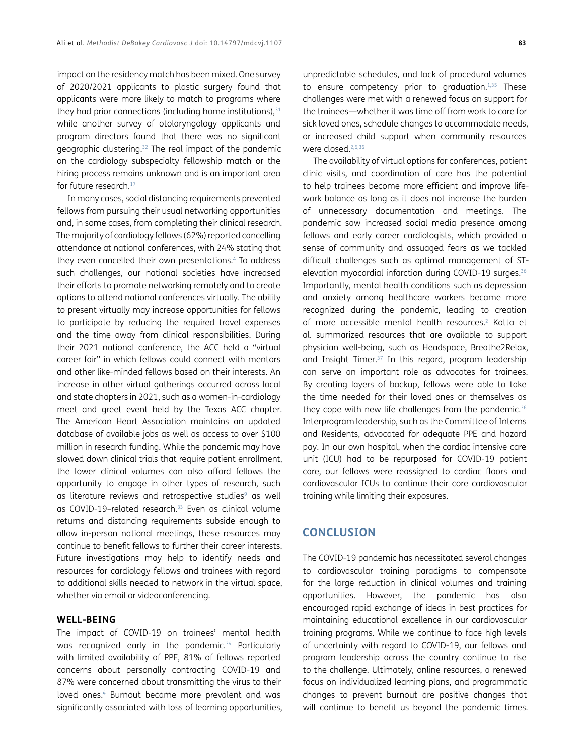impact on the residency match has been mixed. One survey of 2020/2021 applicants to plastic surgery found that applicants were more likely to match to programs where they had prior connections (including home institutions),[31] while another survey of otolaryngology applicants and program directors found that there was no significant geographic clustering.[32] The real impact of the pandemic on the cardiology subspecialty fellowship match or the hiring process remains unknown and is an important area for future research.[17]

In many cases, social distancing requirements prevented fellows from pursuing their usual networking opportunities and, in some cases, from completing their clinical research. The majority of cardiology fellows (62%) reported cancelling attendance at national conferences, with 24% stating that they even cancelled their own presentations.[4] To address such challenges, our national societies have increased their efforts to promote networking remotely and to create options to attend national conferences virtually. The ability to present virtually may increase opportunities for fellows to participate by reducing the required travel expenses and the time away from clinical responsibilities. During their 2021 national conference, the ACC held a "virtual career fair" in which fellows could connect with mentors and other like-minded fellows based on their interests. An increase in other virtual gatherings occurred across local and state chapters in 2021, such as a women-in-cardiology meet and greet event held by the Texas ACC chapter. The American Heart Association maintains an updated database of available jobs as well as access to over $100 million in research funding. While the pandemic may have slowed down clinical trials that require patient enrollment, the lower clinical volumes can also afford fellows the opportunity to engage in other types of research, such as literature reviews and retrospective studies[9] as well as COVID-19–related research.[33] Even as clinical volume returns and distancing requirements subside enough to allow in-person national meetings, these resources may continue to benefit fellows to further their career interests. Future investigations may help to identify needs and resources for cardiology fellows and trainees with regard to additional skills needed to network in the virtual space, whether via email or videoconferencing.

### WELL-BEING

The impact of COVID-19 on trainees' mental health was recognized early in the pandemic.[34] Particularly with limited availability of PPE, 81% of fellows reported concerns about personally contracting COVID-19 and 87% were concerned about transmitting the virus to their loved ones.[4] Burnout became more prevalent and was significantly associated with loss of learning opportunities, unpredictable schedules, and lack of procedural volumes to ensure competency prior to graduation.[1,35] These challenges were met with a renewed focus on support for the trainees—whether it was time off from work to care for sick loved ones, schedule changes to accommodate needs, or increased child support when community resources were closed.[2,6,36]

The availability of virtual options for conferences, patient clinic visits, and coordination of care has the potential to help trainees become more efficient and improve life-work balance as long as it does not increase the burden of unnecessary documentation and meetings. The pandemic saw increased social media presence among fellows and early career cardiologists, which provided a sense of community and assuaged fears as we tackled difficult challenges such as optimal management of ST-elevation myocardial infarction during COVID-19 surges.[36] Importantly, mental health conditions such as depression and anxiety among healthcare workers became more recognized during the pandemic, leading to creation of more accessible mental health resources.[2] Kotta et al. summarized resources that are available to support physician well-being, such as Headspace, Breathe2Relax, and Insight Timer.[37] In this regard, program leadership can serve an important role as advocates for trainees. By creating layers of backup, fellows were able to take the time needed for their loved ones or themselves as they cope with new life challenges from the pandemic.[36] Interprogram leadership, such as the Committee of Interns and Residents, advocated for adequate PPE and hazard pay. In our own hospital, when the cardiac intensive care unit (ICU) had to be repurposed for COVID-19 patient care, our fellows were reassigned to cardiac floors and cardiovascular ICUs to continue their core cardiovascular training while limiting their exposures.

## CONCLUSION

The COVID-19 pandemic has necessitated several changes to cardiovascular training paradigms to compensate for the large reduction in clinical volumes and training opportunities. However, the pandemic has also encouraged rapid exchange of ideas in best practices for maintaining educational excellence in our cardiovascular training programs. While we continue to face high levels of uncertainty with regard to COVID-19, our fellows and program leadership across the country continue to rise to the challenge. Ultimately, online resources, a renewed focus on individualized learning plans, and programmatic changes to prevent burnout are positive changes that will continue to benefit us beyond the pandemic times.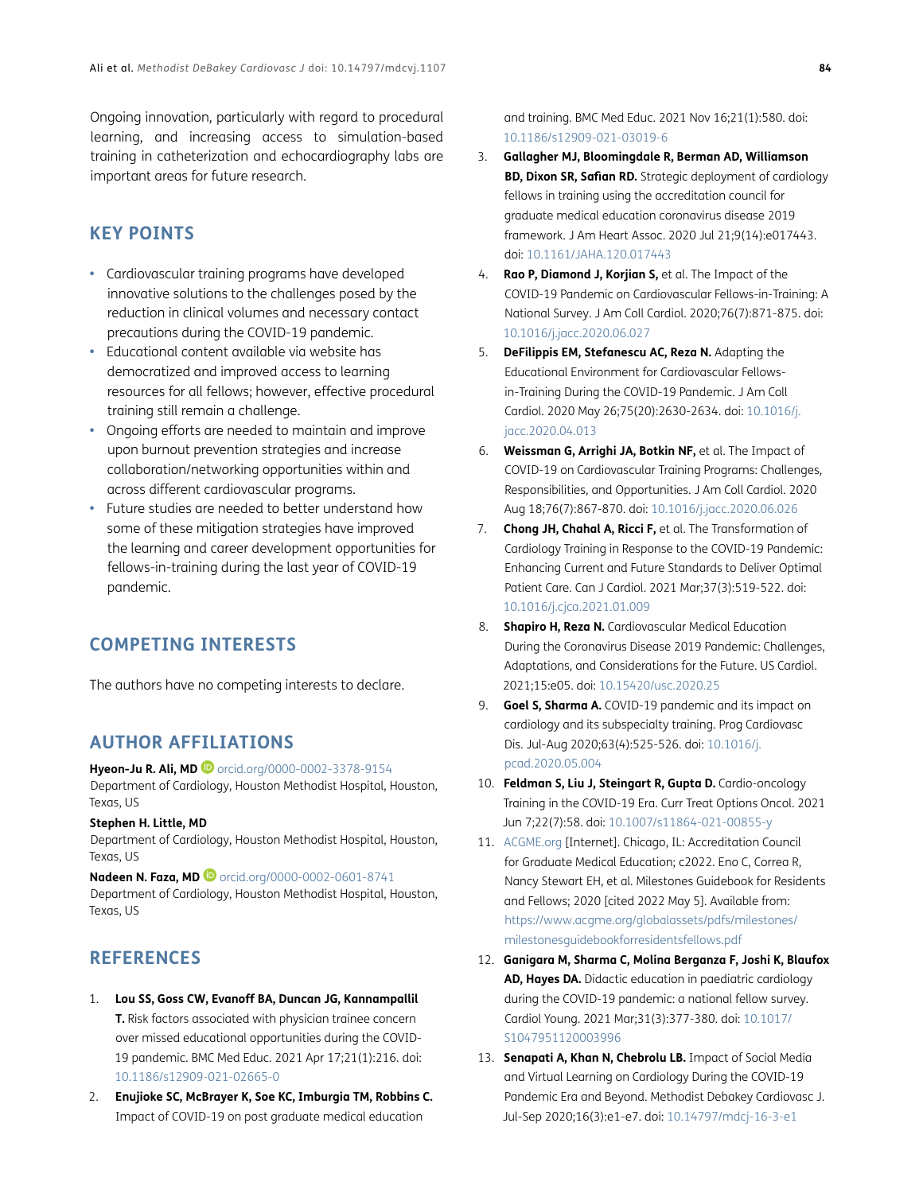Ongoing innovation, particularly with regard to procedural learning, and increasing access to simulation-based training in catheterization and echocardiography labs are important areas for future research.

## KEY POINTS

- Cardiovascular training programs have developed innovative solutions to the challenges posed by the reduction in clinical volumes and necessary contact precautions during the COVID-19 pandemic.
- Educational content available via website has democratized and improved access to learning resources for all fellows; however, effective procedural training still remain a challenge.
- Ongoing efforts are needed to maintain and improve upon burnout prevention strategies and increase collaboration/networking opportunities within and across different cardiovascular programs.
- Future studies are needed to better understand how some of these mitigation strategies have improved the learning and career development opportunities for fellows-in-training during the last year of COVID-19 pandemic.

## COMPETING INTERESTS

The authors have no competing interests to declare.

## AUTHOR AFFILIATIONS

**Hyeon-Ju R. Ali, MD** orcid.org/0000-0002-3378-9154
Department of Cardiology, Houston Methodist Hospital, Houston, Texas, US

**Stephen H. Little, MD**
Department of Cardiology, Houston Methodist Hospital, Houston, Texas, US

**Nadeen N. Faza, MD** orcid.org/0000-0002-0601-8741
Department of Cardiology, Houston Methodist Hospital, Houston, Texas, US

## REFERENCES

1. **Lou SS, Goss CW, Evanoff BA, Duncan JG, Kannampallil T.** Risk factors associated with physician trainee concern over missed educational opportunities during the COVID-19 pandemic. BMC Med Educ. 2021 Apr 17;21(1):216. doi: 10.1186/s12909-021-02665-0
2. **Enujioke SC, McBrayer K, Soe KC, Imburgia TM, Robbins C.** Impact of COVID-19 on post graduate medical education and training. BMC Med Educ. 2021 Nov 16;21(1):580. doi: 10.1186/s12909-021-03019-6
3. **Gallagher MJ, Bloomingdale R, Berman AD, Williamson BD, Dixon SR, Safian RD.** Strategic deployment of cardiology fellows in training using the accreditation council for graduate medical education coronavirus disease 2019 framework. J Am Heart Assoc. 2020 Jul 21;9(14):e017443. doi: 10.1161/JAHA.120.017443
4. **Rao P, Diamond J, Korjian S,** et al. The Impact of the COVID-19 Pandemic on Cardiovascular Fellows-in-Training: A National Survey. J Am Coll Cardiol. 2020;76(7):871-875. doi: 10.1016/j.jacc.2020.06.027
5. **DeFilippis EM, Stefanescu AC, Reza N.** Adapting the Educational Environment for Cardiovascular Fellows-in-Training During the COVID-19 Pandemic. J Am Coll Cardiol. 2020 May 26;75(20):2630-2634. doi: 10.1016/j.jacc.2020.04.013
6. **Weissman G, Arrighi JA, Botkin NF,** et al. The Impact of COVID-19 on Cardiovascular Training Programs: Challenges, Responsibilities, and Opportunities. J Am Coll Cardiol. 2020 Aug 18;76(7):867-870. doi: 10.1016/j.jacc.2020.06.026
7. **Chong JH, Chahal A, Ricci F,** et al. The Transformation of Cardiology Training in Response to the COVID-19 Pandemic: Enhancing Current and Future Standards to Deliver Optimal Patient Care. Can J Cardiol. 2021 Mar;37(3):519-522. doi: 10.1016/j.cjca.2021.01.009
8. **Shapiro H, Reza N.** Cardiovascular Medical Education During the Coronavirus Disease 2019 Pandemic: Challenges, Adaptations, and Considerations for the Future. US Cardiol. 2021;15:e05. doi: 10.15420/usc.2020.25
9. **Goel S, Sharma A.** COVID-19 pandemic and its impact on cardiology and its subspecialty training. Prog Cardiovasc Dis. Jul-Aug 2020;63(4):525-526. doi: 10.1016/j.pcad.2020.05.004
10. **Feldman S, Liu J, Steingart R, Gupta D.** Cardio-oncology Training in the COVID-19 Era. Curr Treat Options Oncol. 2021 Jun 7;22(7):58. doi: 10.1007/s11864-021-00855-y
11. ACGME.org [Internet]. Chicago, IL: Accreditation Council for Graduate Medical Education; c2022. Eno C, Correa R, Nancy Stewart EH, et al. Milestones Guidebook for Residents and Fellows; 2020 [cited 2022 May 5]. Available from: https://www.acgme.org/globalassets/pdfs/milestones/milestonesguidebookforresidentsfellows.pdf
12. **Ganigara M, Sharma C, Molina Berganza F, Joshi K, Blaufox AD, Hayes DA.** Didactic education in paediatric cardiology during the COVID-19 pandemic: a national fellow survey. Cardiol Young. 2021 Mar;31(3):377-380. doi: 10.1017/S1047951120003996
13. **Senapati A, Khan N, Chebrolu LB.** Impact of Social Media and Virtual Learning on Cardiology During the COVID-19 Pandemic Era and Beyond. Methodist Debakey Cardiovasc J. Jul-Sep 2020;16(3):e1-e7. doi: 10.14797/mdcj-16-3-e1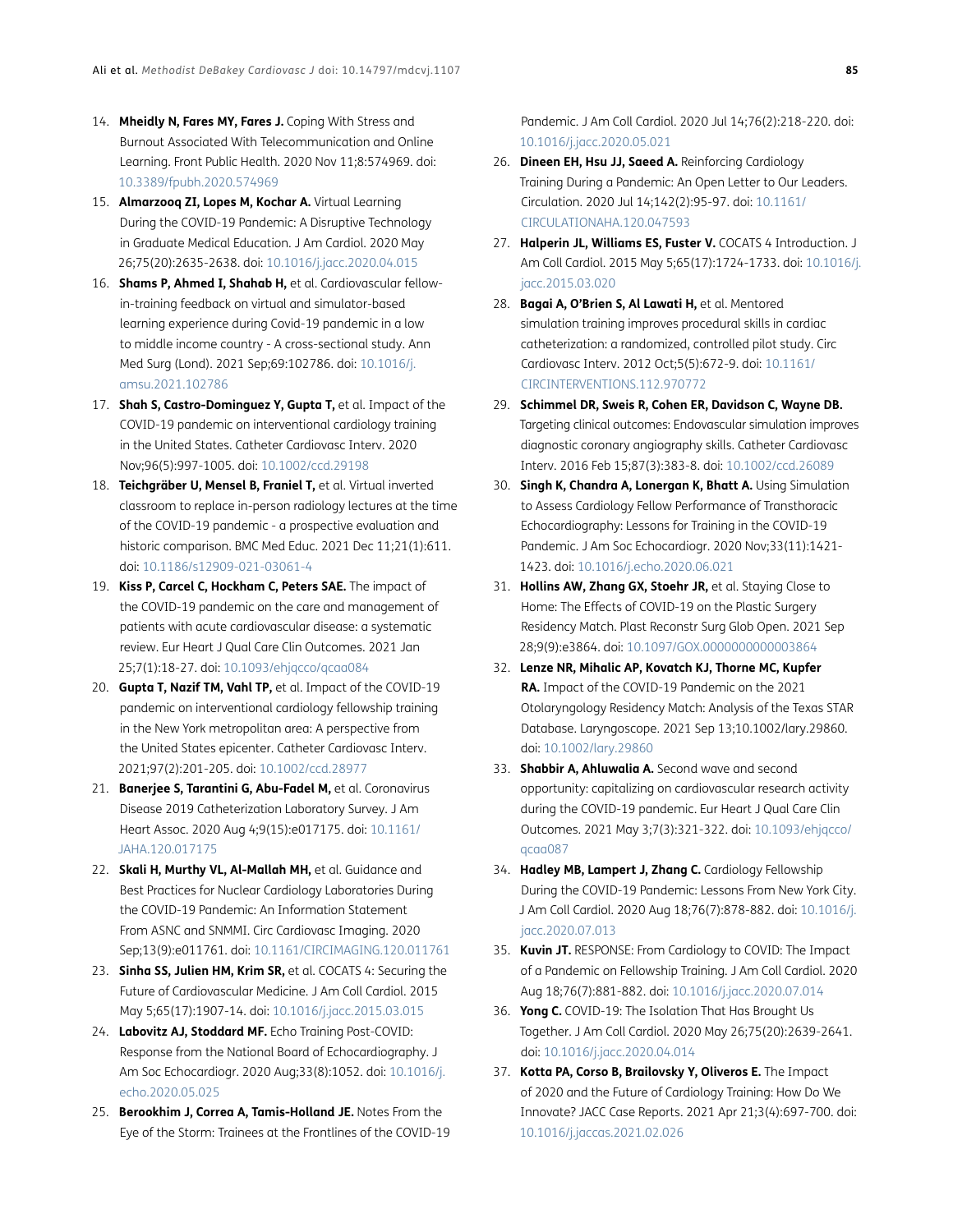14. **Mheidly N, Fares MY, Fares J.** Coping With Stress and Burnout Associated With Telecommunication and Online Learning. Front Public Health. 2020 Nov 11;8:574969. doi: 10.3389/fpubh.2020.574969
15. **Almarzooq ZI, Lopes M, Kochar A.** Virtual Learning During the COVID-19 Pandemic: A Disruptive Technology in Graduate Medical Education. J Am Cardiol. 2020 May 26;75(20):2635-2638. doi: 10.1016/j.jacc.2020.04.015
16. **Shams P, Ahmed I, Shahab H,** et al. Cardiovascular fellow-in-training feedback on virtual and simulator-based learning experience during Covid-19 pandemic in a low to middle income country - A cross-sectional study. Ann Med Surg (Lond). 2021 Sep;69:102786. doi: 10.1016/j.amsu.2021.102786
17. **Shah S, Castro-Dominguez Y, Gupta T,** et al. Impact of the COVID-19 pandemic on interventional cardiology training in the United States. Catheter Cardiovasc Interv. 2020 Nov;96(5):997-1005. doi: 10.1002/ccd.29198
18. **Teichgräber U, Mensel B, Franiel T,** et al. Virtual inverted classroom to replace in-person radiology lectures at the time of the COVID-19 pandemic - a prospective evaluation and historic comparison. BMC Med Educ. 2021 Dec 11;21(1):611. doi: 10.1186/s12909-021-03061-4
19. **Kiss P, Carcel C, Hockham C, Peters SAE.** The impact of the COVID-19 pandemic on the care and management of patients with acute cardiovascular disease: a systematic review. Eur Heart J Qual Care Clin Outcomes. 2021 Jan 25;7(1):18-27. doi: 10.1093/ehjqcco/qcaa084
20. **Gupta T, Nazif TM, Vahl TP,** et al. Impact of the COVID-19 pandemic on interventional cardiology fellowship training in the New York metropolitan area: A perspective from the United States epicenter. Catheter Cardiovasc Interv. 2021;97(2):201-205. doi: 10.1002/ccd.28977
21. **Banerjee S, Tarantini G, Abu-Fadel M,** et al. Coronavirus Disease 2019 Catheterization Laboratory Survey. J Am Heart Assoc. 2020 Aug 4;9(15):e017175. doi: 10.1161/JAHA.120.017175
22. **Skali H, Murthy VL, Al-Mallah MH,** et al. Guidance and Best Practices for Nuclear Cardiology Laboratories During the COVID-19 Pandemic: An Information Statement From ASNC and SNMMI. Circ Cardiovasc Imaging. 2020 Sep;13(9):e011761. doi: 10.1161/CIRCIMAGING.120.011761
23. **Sinha SS, Julien HM, Krim SR,** et al. COCATS 4: Securing the Future of Cardiovascular Medicine. J Am Coll Cardiol. 2015 May 5;65(17):1907-14. doi: 10.1016/j.jacc.2015.03.015
24. **Labovitz AJ, Stoddard MF.** Echo Training Post-COVID: Response from the National Board of Echocardiography. J Am Soc Echocardiogr. 2020 Aug;33(8):1052. doi: 10.1016/j.echo.2020.05.025
25. **Berookhim J, Correa A, Tamis-Holland JE.** Notes From the Eye of the Storm: Trainees at the Frontlines of the COVID-19 Pandemic. J Am Coll Cardiol. 2020 Jul 14;76(2):218-220. doi: 10.1016/j.jacc.2020.05.021
26. **Dineen EH, Hsu JJ, Saeed A.** Reinforcing Cardiology Training During a Pandemic: An Open Letter to Our Leaders. Circulation. 2020 Jul 14;142(2):95-97. doi: 10.1161/CIRCULATIONAHA.120.047593
27. **Halperin JL, Williams ES, Fuster V.** COCATS 4 Introduction. J Am Coll Cardiol. 2015 May 5;65(17):1724-1733. doi: 10.1016/j.jacc.2015.03.020
28. **Bagai A, O'Brien S, Al Lawati H,** et al. Mentored simulation training improves procedural skills in cardiac catheterization: a randomized, controlled pilot study. Circ Cardiovasc Interv. 2012 Oct;5(5):672-9. doi: 10.1161/CIRCINTERVENTIONS.112.970772
29. **Schimmel DR, Sweis R, Cohen ER, Davidson C, Wayne DB.** Targeting clinical outcomes: Endovascular simulation improves diagnostic coronary angiography skills. Catheter Cardiovasc Interv. 2016 Feb 15;87(3):383-8. doi: 10.1002/ccd.26089
30. **Singh K, Chandra A, Lonergan K, Bhatt A.** Using Simulation to Assess Cardiology Fellow Performance of Transthoracic Echocardiography: Lessons for Training in the COVID-19 Pandemic. J Am Soc Echocardiogr. 2020 Nov;33(11):1421-1423. doi: 10.1016/j.echo.2020.06.021
31. **Hollins AW, Zhang GX, Stoehr JR,** et al. Staying Close to Home: The Effects of COVID-19 on the Plastic Surgery Residency Match. Plast Reconstr Surg Glob Open. 2021 Sep 28;9(9):e3864. doi: 10.1097/GOX.0000000000003864
32. **Lenze NR, Mihalic AP, Kovatch KJ, Thorne MC, Kupfer RA.** Impact of the COVID-19 Pandemic on the 2021 Otolaryngology Residency Match: Analysis of the Texas STAR Database. Laryngoscope. 2021 Sep 13;10.1002/lary.29860. doi: 10.1002/lary.29860
33. **Shabbir A, Ahluwalia A.** Second wave and second opportunity: capitalizing on cardiovascular research activity during the COVID-19 pandemic. Eur Heart J Qual Care Clin Outcomes. 2021 May 3;7(3):321-322. doi: 10.1093/ehjqcco/qcaa087
34. **Hadley MB, Lampert J, Zhang C.** Cardiology Fellowship During the COVID-19 Pandemic: Lessons From New York City. J Am Coll Cardiol. 2020 Aug 18;76(7):878-882. doi: 10.1016/j.jacc.2020.07.013
35. **Kuvin JT.** RESPONSE: From Cardiology to COVID: The Impact of a Pandemic on Fellowship Training. J Am Coll Cardiol. 2020 Aug 18;76(7):881-882. doi: 10.1016/j.jacc.2020.07.014
36. **Yong C.** COVID-19: The Isolation That Has Brought Us Together. J Am Coll Cardiol. 2020 May 26;75(20):2639-2641. doi: 10.1016/j.jacc.2020.04.014
37. **Kotta PA, Corso B, Brailovsky Y, Oliveros E.** The Impact of 2020 and the Future of Cardiology Training: How Do We Innovate? JACC Case Reports. 2021 Apr 21;3(4):697-700. doi: 10.1016/j.jaccas.2021.02.026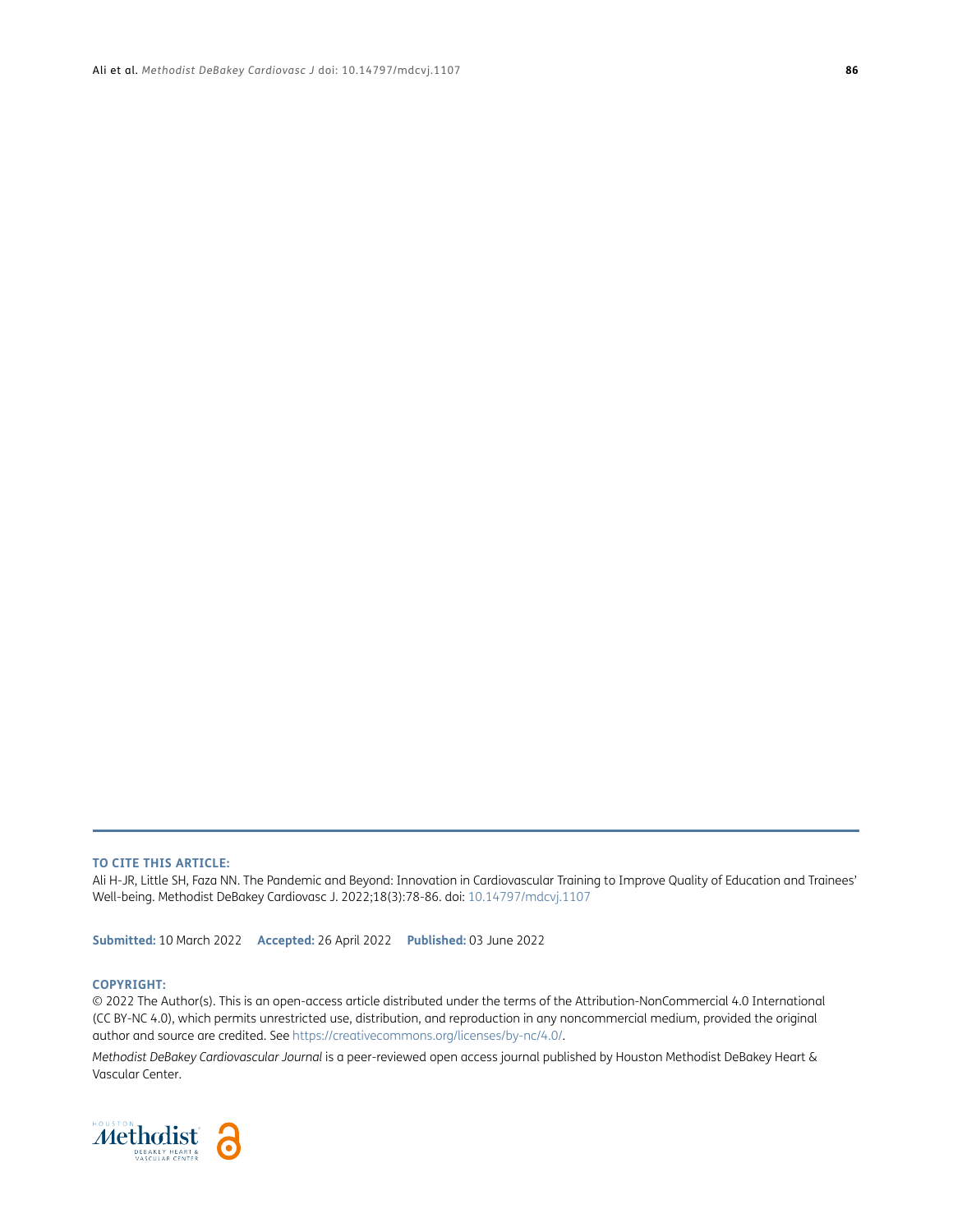**TO CITE THIS ARTICLE:**

Ali H-JR, Little SH, Faza NN. The Pandemic and Beyond: Innovation in Cardiovascular Training to Improve Quality of Education and Trainees' Well-being. Methodist DeBakey Cardiovasc J. 2022;18(3):78-86. doi: 10.14797/mdcvj.1107

**Submitted:** 10 March 2022 **Accepted:** 26 April 2022 **Published:** 03 June 2022

**COPYRIGHT:**

© 2022 The Author(s). This is an open-access article distributed under the terms of the Attribution-NonCommercial 4.0 International (CC BY-NC 4.0), which permits unrestricted use, distribution, and reproduction in any noncommercial medium, provided the original author and source are credited. See https://creativecommons.org/licenses/by-nc/4.0/.

*Methodist DeBakey Cardiovascular Journal* is a peer-reviewed open access journal published by Houston Methodist DeBakey Heart & Vascular Center.